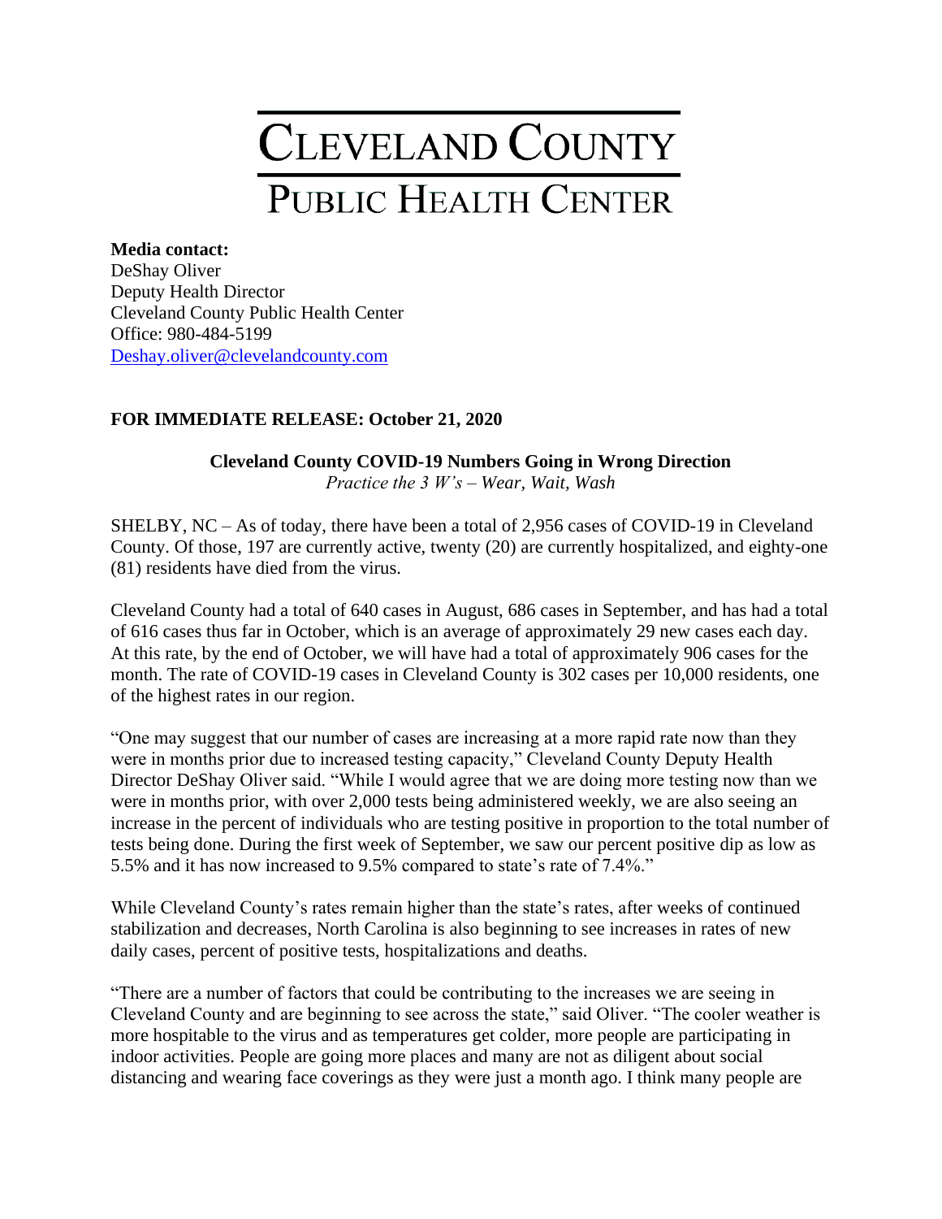# CLEVELAND COUNTY

## PUBLIC HEALTH CENTER

**Media contact:**
DeShay Oliver
Deputy Health Director
Cleveland County Public Health Center
Office: 980-484-5199
Deshay.oliver@clevelandcounty.com

**FOR IMMEDIATE RELEASE: October 21, 2020**

### Cleveland County COVID-19 Numbers Going in Wrong Direction

*Practice the 3 W's – Wear, Wait, Wash*

SHELBY, NC – As of today, there have been a total of 2,956 cases of COVID-19 in Cleveland County. Of those, 197 are currently active, twenty (20) are currently hospitalized, and eighty-one (81) residents have died from the virus.

Cleveland County had a total of 640 cases in August, 686 cases in September, and has had a total of 616 cases thus far in October, which is an average of approximately 29 new cases each day. At this rate, by the end of October, we will have had a total of approximately 906 cases for the month. The rate of COVID-19 cases in Cleveland County is 302 cases per 10,000 residents, one of the highest rates in our region.

"One may suggest that our number of cases are increasing at a more rapid rate now than they were in months prior due to increased testing capacity," Cleveland County Deputy Health Director DeShay Oliver said. "While I would agree that we are doing more testing now than we were in months prior, with over 2,000 tests being administered weekly, we are also seeing an increase in the percent of individuals who are testing positive in proportion to the total number of tests being done. During the first week of September, we saw our percent positive dip as low as 5.5% and it has now increased to 9.5% compared to state's rate of 7.4%."

While Cleveland County's rates remain higher than the state's rates, after weeks of continued stabilization and decreases, North Carolina is also beginning to see increases in rates of new daily cases, percent of positive tests, hospitalizations and deaths.

"There are a number of factors that could be contributing to the increases we are seeing in Cleveland County and are beginning to see across the state," said Oliver. "The cooler weather is more hospitable to the virus and as temperatures get colder, more people are participating in indoor activities. People are going more places and many are not as diligent about social distancing and wearing face coverings as they were just a month ago. I think many people are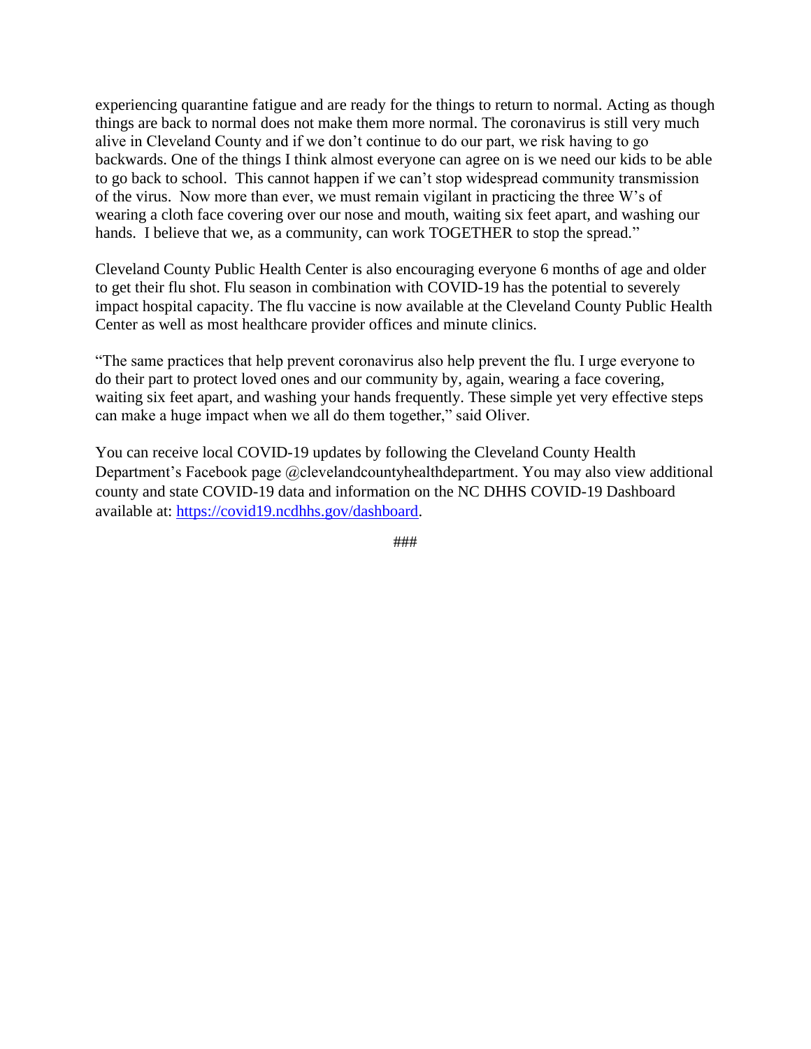experiencing quarantine fatigue and are ready for the things to return to normal. Acting as though things are back to normal does not make them more normal. The coronavirus is still very much alive in Cleveland County and if we don't continue to do our part, we risk having to go backwards. One of the things I think almost everyone can agree on is we need our kids to be able to go back to school. This cannot happen if we can't stop widespread community transmission of the virus. Now more than ever, we must remain vigilant in practicing the three W's of wearing a cloth face covering over our nose and mouth, waiting six feet apart, and washing our hands. I believe that we, as a community, can work TOGETHER to stop the spread."

Cleveland County Public Health Center is also encouraging everyone 6 months of age and older to get their flu shot. Flu season in combination with COVID-19 has the potential to severely impact hospital capacity. The flu vaccine is now available at the Cleveland County Public Health Center as well as most healthcare provider offices and minute clinics.

"The same practices that help prevent coronavirus also help prevent the flu. I urge everyone to do their part to protect loved ones and our community by, again, wearing a face covering, waiting six feet apart, and washing your hands frequently. These simple yet very effective steps can make a huge impact when we all do them together," said Oliver.

You can receive local COVID-19 updates by following the Cleveland County Health Department's Facebook page @clevelandcountyhealthdepartment. You may also view additional county and state COVID-19 data and information on the NC DHHS COVID-19 Dashboard available at: https://covid19.ncdhhs.gov/dashboard.

###